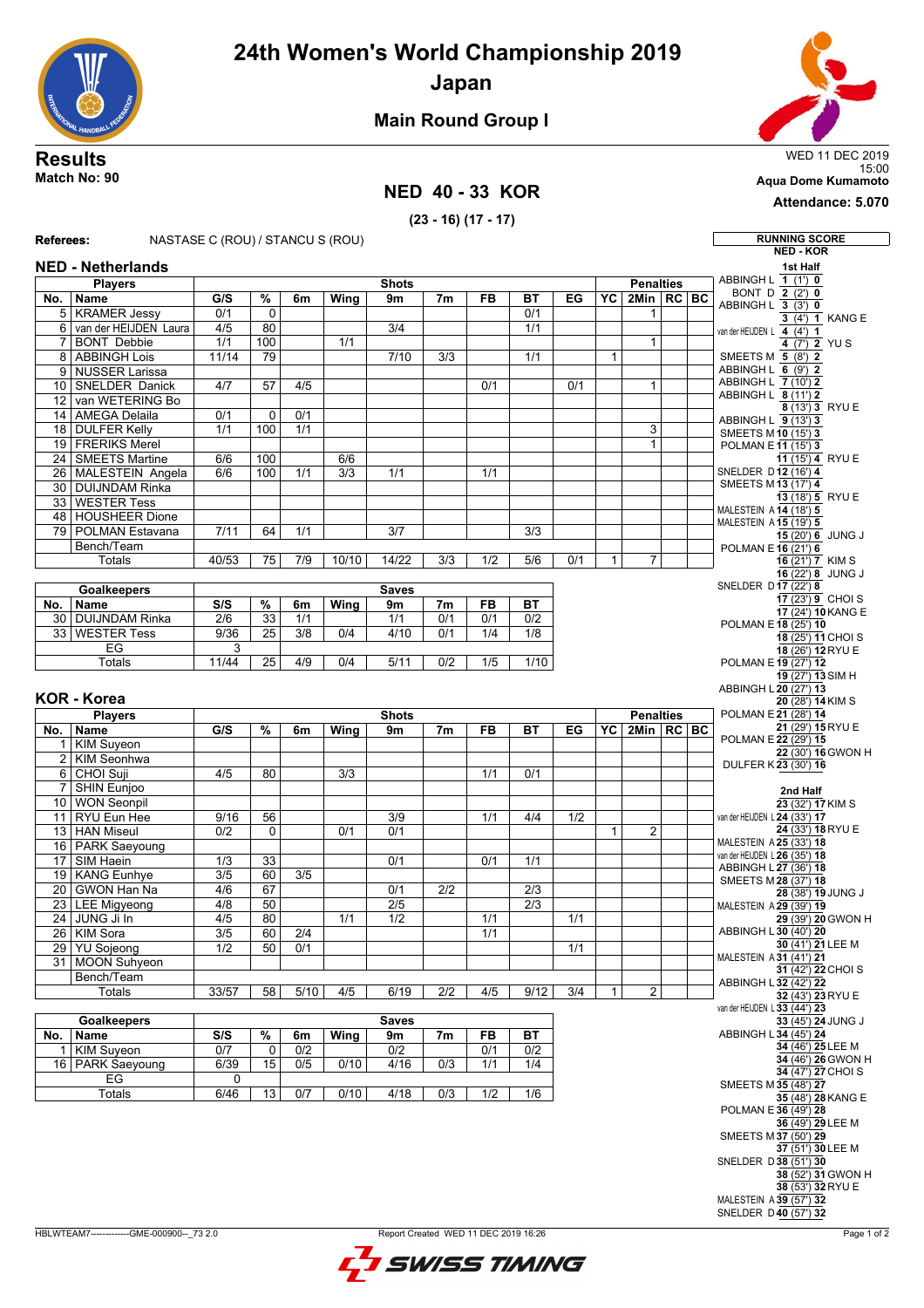# 24th Women's World Championship 2019

## Japan

### Main Round Group I

**Results**
**Match No: 90**

WED 11 DEC 2019
15:00
**Aqua Dome Kumamoto**
**Attendance: 5.070**

## NED 40 - 33 KOR

**(23 - 16) (17 - 17)**

**Referees:** NASTASE C (ROU) / STANCU S (ROU)

### NED - Netherlands

| No. | Name | G/S | % | 6m | Wing | 9m | 7m | FB | BT | EG | YC | 2Min | RC | BC |
|---|---|---|---|---|---|---|---|---|---|---|---|---|---|---|
| 5 | KRAMER Jessy | 0/1 | 0 | | | | | | 0/1 | | | 1 | | |
| 6 | van der HEIJDEN Laura | 4/5 | 80 | | | 3/4 | | | 1/1 | | | | | |
| 7 | BONT Debbie | 1/1 | 100 | | 1/1 | | | | | | | 1 | | |
| 8 | ABBINGH Lois | 11/14 | 79 | | | 7/10 | 3/3 | | 1/1 | | 1 | | | |
| 9 | NUSSER Larissa | | | | | | | | | | | | | |
| 10 | SNELDER Danick | 4/7 | 57 | 4/5 | | | | 0/1 | | 0/1 | | 1 | | |
| 12 | van WETERING Bo | | | | | | | | | | | | | |
| 14 | AMEGA Delaila | 0/1 | 0 | 0/1 | | | | | | | | | | |
| 18 | DULFER Kelly | 1/1 | 100 | 1/1 | | | | | | | | 3 | | |
| 19 | FRERIKS Merel | | | | | | | | | | | 1 | | |
| 24 | SMEETS Martine | 6/6 | 100 | | 6/6 | | | | | | | | | |
| 26 | MALESTEIN Angela | 6/6 | 100 | 1/1 | 3/3 | 1/1 | | 1/1 | | | | | | |
| 30 | DUIJNDAM Rinka | | | | | | | | | | | | | |
| 33 | WESTER Tess | | | | | | | | | | | | | |
| 48 | HOUSHEER Dione | | | | | | | | | | | | | |
| 79 | POLMAN Estavana | 7/11 | 64 | 1/1 | | 3/7 | | | 3/3 | | | | | |
| | Bench/Team | | | | | | | | | | | | | |
| | Totals | 40/53 | 75 | 7/9 | 10/10 | 14/22 | 3/3 | 1/2 | 5/6 | 0/1 | 1 | 7 | | |

| No. | Goalkeepers | S/S | % | 6m | Wing | 9m | 7m | FB | BT |
|---|---|---|---|---|---|---|---|---|---|
| 30 | DUIJNDAM Rinka | 2/6 | 33 | 1/1 | | 1/1 | 0/1 | 0/1 | 0/2 |
| 33 | WESTER Tess | 9/36 | 25 | 3/8 | 0/4 | 4/10 | 0/1 | 1/4 | 1/8 |
| | EG | 3 | | | | | | | |
| | Totals | 11/44 | 25 | 4/9 | 0/4 | 5/11 | 0/2 | 1/5 | 1/10 |

### KOR - Korea

| No. | Name | G/S | % | 6m | Wing | 9m | 7m | FB | BT | EG | YC | 2Min | RC | BC |
|---|---|---|---|---|---|---|---|---|---|---|---|---|---|---|
| 1 | KIM Suyeon | | | | | | | | | | | | | |
| 2 | KIM Seonhwa | | | | | | | | | | | | | |
| 6 | CHOI Suji | 4/5 | 80 | | 3/3 | | | 1/1 | 0/1 | | | | | |
| 7 | SHIN Eunjoo | | | | | | | | | | | | | |
| 10 | WON Seonpil | | | | | | | | | | | | | |
| 11 | RYU Eun Hee | 9/16 | 56 | | | 3/9 | | 1/1 | 4/4 | 1/2 | | | | |
| 13 | HAN Miseul | 0/2 | 0 | | 0/1 | 0/1 | | | | | 1 | 2 | | |
| 16 | PARK Saeyoung | | | | | | | | | | | | | |
| 17 | SIM Haein | 1/3 | 33 | | | 0/1 | | 0/1 | 1/1 | | | | | |
| 19 | KANG Eunhye | 3/5 | 60 | 3/5 | | | | | | | | | | |
| 20 | GWON Han Na | 4/6 | 67 | | | 0/1 | 2/2 | | 2/3 | | | | | |
| 23 | LEE Migyeong | 4/8 | 50 | | | 2/5 | | | 2/3 | | | | | |
| 24 | JUNG Ji In | 4/5 | 80 | | 1/1 | 1/2 | | 1/1 | | 1/1 | | | | |
| 26 | KIM Sora | 3/5 | 60 | 2/4 | | | | 1/1 | | | | | | |
| 29 | YU Sojeong | 1/2 | 50 | 0/1 | | | | | | 1/1 | | | | |
| 31 | MOON Suhyeon | | | | | | | | | | | | | |
| | Bench/Team | | | | | | | | | | | | | |
| | Totals | 33/57 | 58 | 5/10 | 4/5 | 6/19 | 2/2 | 4/5 | 9/12 | 3/4 | 1 | 2 | | |

| No. | Goalkeepers | S/S | % | 6m | Wing | 9m | 7m | FB | BT |
|---|---|---|---|---|---|---|---|---|---|
| 1 | KIM Suyeon | 0/7 | 0 | 0/2 | | 0/2 | | 0/1 | 0/2 |
| 16 | PARK Saeyoung | 6/39 | 15 | 0/5 | 0/10 | 4/16 | 0/3 | 1/1 | 1/4 |
| | EG | 0 | | | | | | | |
| | Totals | 6/46 | 13 | 0/7 | 0/10 | 4/18 | 0/3 | 1/2 | 1/6 |

### RUNNING SCORE NED - KOR

**1st Half**

| NED | Score | KOR |
|---|---|---|
| ABBINGH L | 1 (1') 0 | |
| BONT D | 2 (2') 0 | |
| ABBINGH L | 3 (3') 0 | |
| | 3 (4') 1 | KANG E |
| van der HEIJDEN L | 4 (4') 1 | |
| | 4 (7') 2 | YU S |
| SMEETS M | 5 (8') 2 | |
| ABBINGH L | 6 (9') 2 | |
| ABBINGH L | 7 (10') 2 | |
| ABBINGH L | 8 (11') 2 | |
| | 8 (13') 3 | RYU E |
| ABBINGH L | 9 (13') 3 | |
| SMEETS M | 10 (15') 3 | |
| POLMAN E | 11 (15') 3 | |
| | 11 (15') 4 | RYU E |
| SNELDER D | 12 (16') 4 | |
| SMEETS M | 13 (17') 4 | |
| | 13 (18') 5 | RYU E |
| MALESTEIN A | 14 (18') 5 | |
| MALESTEIN A | 15 (19') 5 | |
| | 15 (20') 6 | JUNG J |
| POLMAN E | 16 (21') 6 | |
| | 16 (21') 7 | KIM S |
| | 16 (22') 8 | JUNG J |
| SNELDER D | 17 (22') 8 | |
| | 17 (23') 9 | CHOI S |
| | 17 (24') 10 | KANG E |
| POLMAN E | 18 (25') 10 | |
| | 18 (25') 11 | CHOI S |
| | 18 (26') 12 | RYU E |
| POLMAN E | 19 (27') 12 | |
| | 19 (27') 13 | SIM H |
| ABBINGH L | 20 (27') 13 | |
| | 20 (28') 14 | KIM S |
| POLMAN E | 21 (28') 14 | |
| | 21 (29') 15 | RYU E |
| POLMAN E | 22 (29') 15 | |
| | 22 (30') 16 | GWON H |
| DULFER K | 23 (30') 16 | |

**2nd Half**

| NED | Score | KOR |
|---|---|---|
| | 23 (32') 17 | KIM S |
| van der HEIJDEN L | 24 (33') 17 | |
| | 24 (33') 18 | RYU E |
| MALESTEIN A | 25 (33') 18 | |
| van der HEIJDEN L | 26 (35') 18 | |
| ABBINGH L | 27 (36') 18 | |
| SMEETS M | 28 (37') 18 | |
| | 28 (38') 19 | JUNG J |
| MALESTEIN A | 29 (39') 19 | |
| | 29 (39') 20 | GWON H |
| ABBINGH L | 30 (40') 20 | |
| | 30 (41') 21 | LEE M |
| MALESTEIN A | 31 (41') 21 | |
| | 31 (42') 22 | CHOI S |
| ABBINGH L | 32 (42') 22 | |
| | 32 (43') 23 | RYU E |
| van der HEIJDEN L | 33 (44') 23 | |
| | 33 (45') 24 | JUNG J |
| ABBINGH L | 34 (45') 24 | |
| | 34 (46') 25 | LEE M |
| | 34 (46') 26 | GWON H |
| | 34 (47') 27 | CHOI S |
| SMEETS M | 35 (48') 27 | |
| | 35 (48') 28 | KANG E |
| POLMAN E | 36 (49') 28 | |
| | 36 (49') 29 | LEE M |
| SMEETS M | 37 (50') 29 | |
| | 37 (51') 30 | LEE M |
| SNELDER D | 38 (51') 30 | |
| | 38 (52') 31 | GWON H |
| | 38 (53') 32 | RYU E |
| MALESTEIN A | 39 (57') 32 | |
| SNELDER D | 40 (57') 32 | |

HBLWTEAM7-------------GME-000900--_73 2.0 Report Created WED 11 DEC 2019 16:26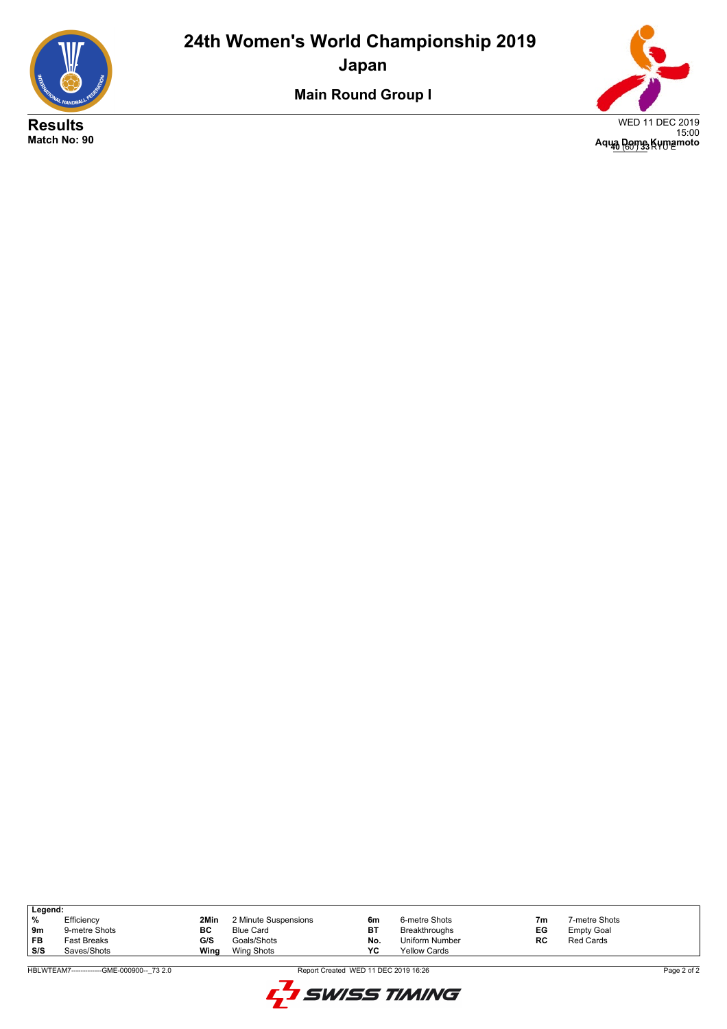# 24th Women's World Championship 2019

## Japan

### Main Round Group I

**Results**
**Match No: 90**

WED 11 DEC 2019
15:00
**Aqua Dome Kumamoto**
**40** (60') **33** RYU E

| Legend: | | | | | | | |
|---|---|---|---|---|---|---|---|
| **%** | Efficiency | **2Min** | 2 Minute Suspensions | **6m** | 6-metre Shots | **7m** | 7-metre Shots |
| **9m** | 9-metre Shots | **BC** | Blue Card | **BT** | Breakthroughs | **EG** | Empty Goal |
| **FB** | Fast Breaks | **G/S** | Goals/Shots | **No.** | Uniform Number | **RC** | Red Cards |
| **S/S** | Saves/Shots | **Wing** | Wing Shots | **YC** | Yellow Cards | | |

HBLWTEAM7-------------GME-000900--_73 2.0    Report Created WED 11 DEC 2019 16:26